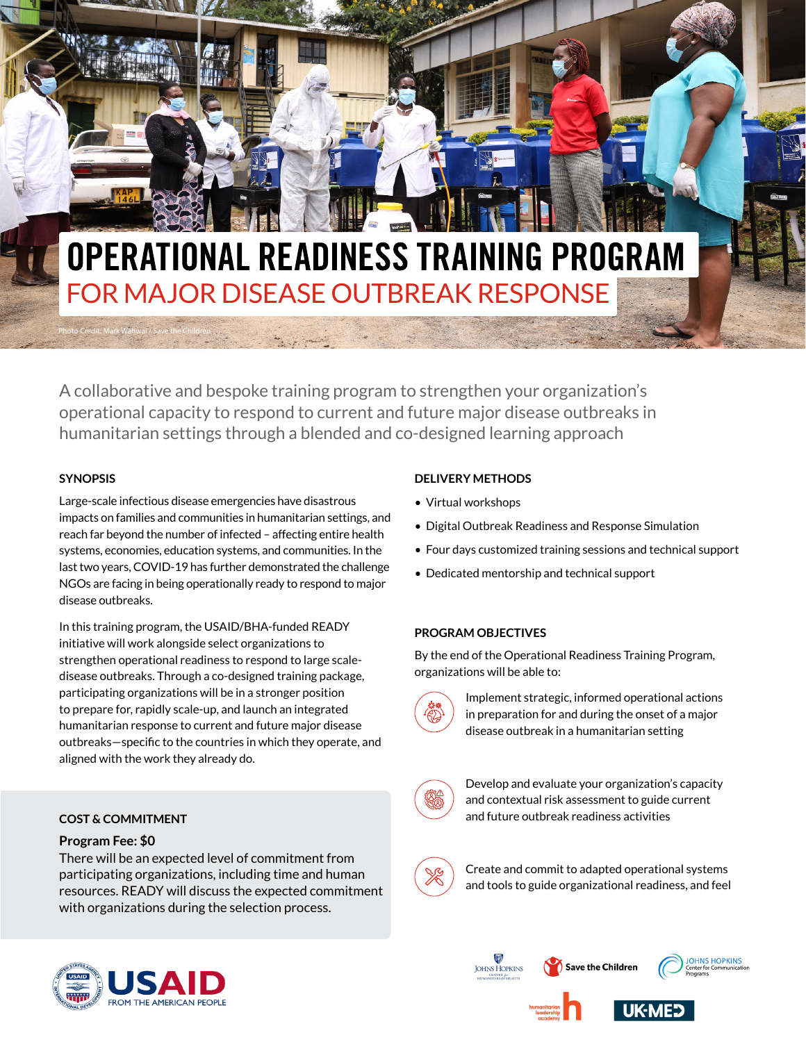// Operational readiness training program page 1
# OPERATIONAL READINESS TRAINING PROGRAM

## FOR MAJOR DISEASE OUTBREAK RESPONSE

Photo Credit: Mark Wahwai / Save the Children

A collaborative and bespoke training program to strengthen your organization's operational capacity to respond to current and future major disease outbreaks in humanitarian settings through a blended and co-designed learning approach

### SYNOPSIS

Large-scale infectious disease emergencies have disastrous impacts on families and communities in humanitarian settings, and reach far beyond the number of infected – affecting entire health systems, economies, education systems, and communities. In the last two years, COVID-19 has further demonstrated the challenge NGOs are facing in being operationally ready to respond to major disease outbreaks.

In this training program, the USAID/BHA-funded READY initiative will work alongside select organizations to strengthen operational readiness to respond to large scale-disease outbreaks. Through a co-designed training package, participating organizations will be in a stronger position to prepare for, rapidly scale-up, and launch an integrated humanitarian response to current and future major disease outbreaks—specific to the countries in which they operate, and aligned with the work they already do.

### COST & COMMITMENT

**Program Fee: $0**

There will be an expected level of commitment from participating organizations, including time and human resources. READY will discuss the expected commitment with organizations during the selection process.

### DELIVERY METHODS

- Virtual workshops
- Digital Outbreak Readiness and Response Simulation
- Four days customized training sessions and technical support
- Dedicated mentorship and technical support

### PROGRAM OBJECTIVES

By the end of the Operational Readiness Training Program, organizations will be able to:

- Implement strategic, informed operational actions in preparation for and during the onset of a major disease outbreak in a humanitarian setting
- Develop and evaluate your organization's capacity and contextual risk assessment to guide current and future outbreak readiness activities
- Create and commit to adapted operational systems and tools to guide organizational readiness, and feel

USAID FROM THE AMERICAN PEOPLE

Johns Hopkins Center for Humanitarian Health | Save the Children | Johns Hopkins Center for Communication Programs | humanitarian leadership academy | UK-MED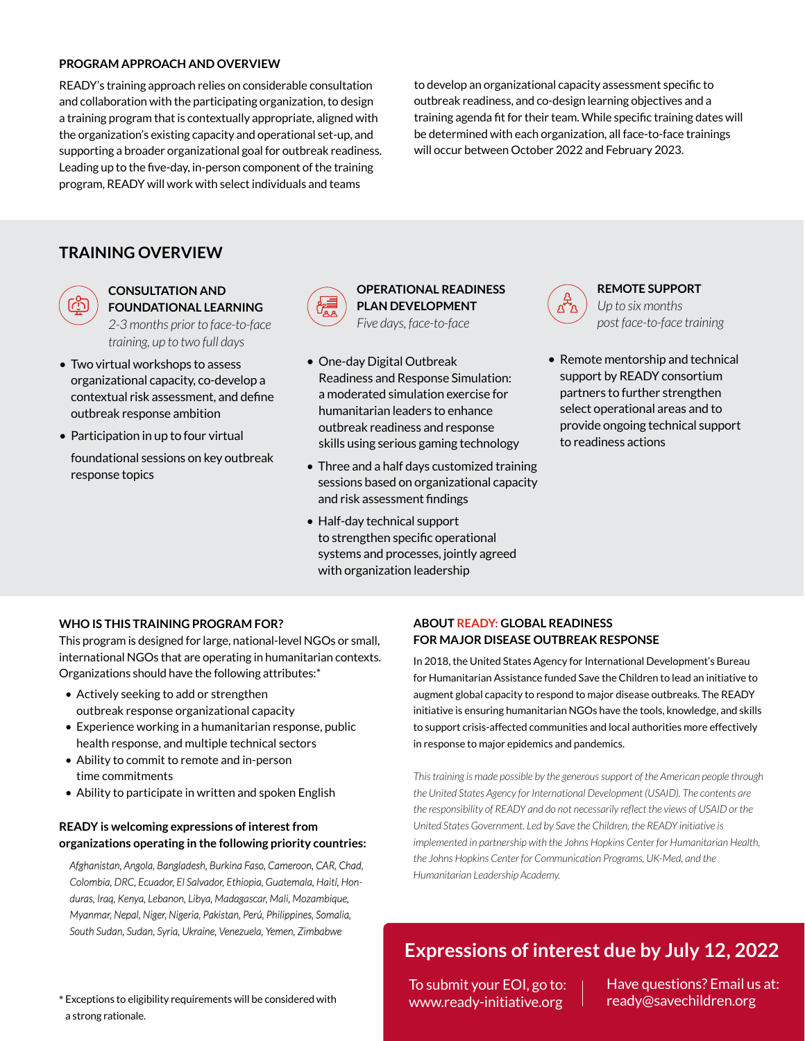## PROGRAM APPROACH AND OVERVIEW

READY's training approach relies on considerable consultation and collaboration with the participating organization, to design a training program that is contextually appropriate, aligned with the organization's existing capacity and operational set-up, and supporting a broader organizational goal for outbreak readiness. Leading up to the five-day, in-person component of the training program, READY will work with select individuals and teams to develop an organizational capacity assessment specific to outbreak readiness, and co-design learning objectives and a training agenda fit for their team. While specific training dates will be determined with each organization, all face-to-face trainings will occur between October 2022 and February 2023.

## TRAINING OVERVIEW

### CONSULTATION AND FOUNDATIONAL LEARNING

*2-3 months prior to face-to-face training, up to two full days*

- Two virtual workshops to assess organizational capacity, co-develop a contextual risk assessment, and define outbreak response ambition
- Participation in up to four virtual foundational sessions on key outbreak response topics

### OPERATIONAL READINESS PLAN DEVELOPMENT

*Five days, face-to-face*

- One-day Digital Outbreak Readiness and Response Simulation: a moderated simulation exercise for humanitarian leaders to enhance outbreak readiness and response skills using serious gaming technology
- Three and a half days customized training sessions based on organizational capacity and risk assessment findings
- Half-day technical support to strengthen specific operational systems and processes, jointly agreed with organization leadership

### REMOTE SUPPORT

*Up to six months post face-to-face training*

- Remote mentorship and technical support by READY consortium partners to further strengthen select operational areas and to provide ongoing technical support to readiness actions

## WHO IS THIS TRAINING PROGRAM FOR?

This program is designed for large, national-level NGOs or small, international NGOs that are operating in humanitarian contexts. Organizations should have the following attributes:*

- Actively seeking to add or strengthen outbreak response organizational capacity
- Experience working in a humanitarian response, public health response, and multiple technical sectors
- Ability to commit to remote and in-person time commitments
- Ability to participate in written and spoken English

**READY is welcoming expressions of interest from organizations operating in the following priority countries:**

*Afghanistan, Angola, Bangladesh, Burkina Faso, Cameroon, CAR, Chad, Colombia, DRC, Ecuador, El Salvador, Ethiopia, Guatemala, Haití, Honduras, Iraq, Kenya, Lebanon, Libya, Madagascar, Mali, Mozambique, Myanmar, Nepal, Niger, Nigeria, Pakistan, Perú, Philippines, Somalia, South Sudan, Sudan, Syria, Ukraine, Venezuela, Yemen, Zimbabwe*

\* Exceptions to eligibility requirements will be considered with a strong rationale.

## ABOUT READY: GLOBAL READINESS FOR MAJOR DISEASE OUTBREAK RESPONSE

In 2018, the United States Agency for International Development's Bureau for Humanitarian Assistance funded Save the Children to lead an initiative to augment global capacity to respond to major disease outbreaks. The READY initiative is ensuring humanitarian NGOs have the tools, knowledge, and skills to support crisis-affected communities and local authorities more effectively in response to major epidemics and pandemics.

*This training is made possible by the generous support of the American people through the United States Agency for International Development (USAID). The contents are the responsibility of READY and do not necessarily reflect the views of USAID or the United States Government. Led by Save the Children, the READY initiative is implemented in partnership with the Johns Hopkins Center for Humanitarian Health, the Johns Hopkins Center for Communication Programs, UK-Med, and the Humanitarian Leadership Academy.*

## Expressions of interest due by July 12, 2022

To submit your EOI, go to: www.ready-initiative.org

Have questions? Email us at: ready@savechildren.org